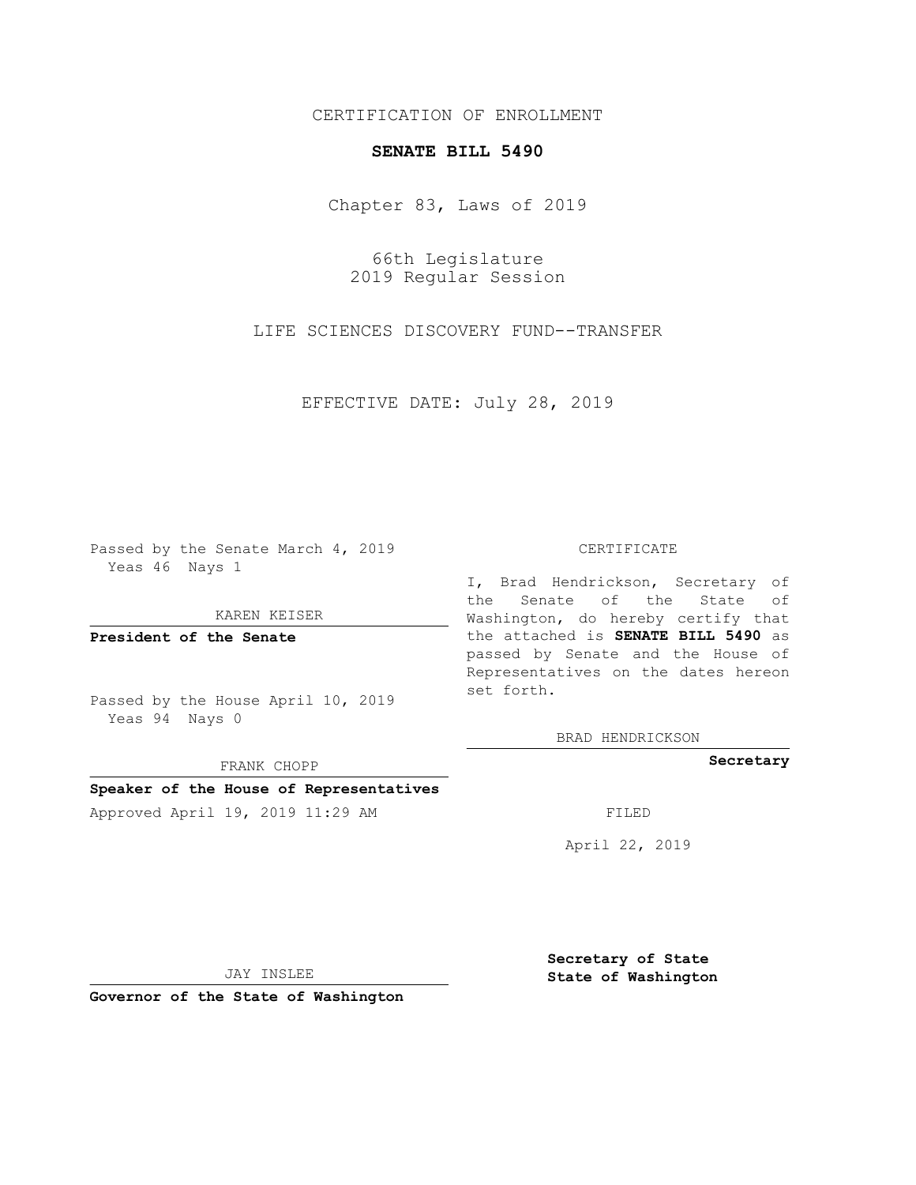CERTIFICATION OF ENROLLMENT

**SENATE BILL 5490**

Chapter 83, Laws of 2019

66th Legislature
2019 Regular Session

LIFE SCIENCES DISCOVERY FUND--TRANSFER

EFFECTIVE DATE: July 28, 2019

Passed by the Senate March 4, 2019
Yeas 46 Nays 1

KAREN KEISER

**President of the Senate**

Passed by the House April 10, 2019
Yeas 94 Nays 0

FRANK CHOPP

**Speaker of the House of Representatives**

Approved April 19, 2019 11:29 AM

JAY INSLEE

**Governor of the State of Washington**

CERTIFICATE

I, Brad Hendrickson, Secretary of the Senate of the State of Washington, do hereby certify that the attached is **SENATE BILL 5490** as passed by Senate and the House of Representatives on the dates hereon set forth.

BRAD HENDRICKSON

**Secretary**

FILED

April 22, 2019

**Secretary of State**
**State of Washington**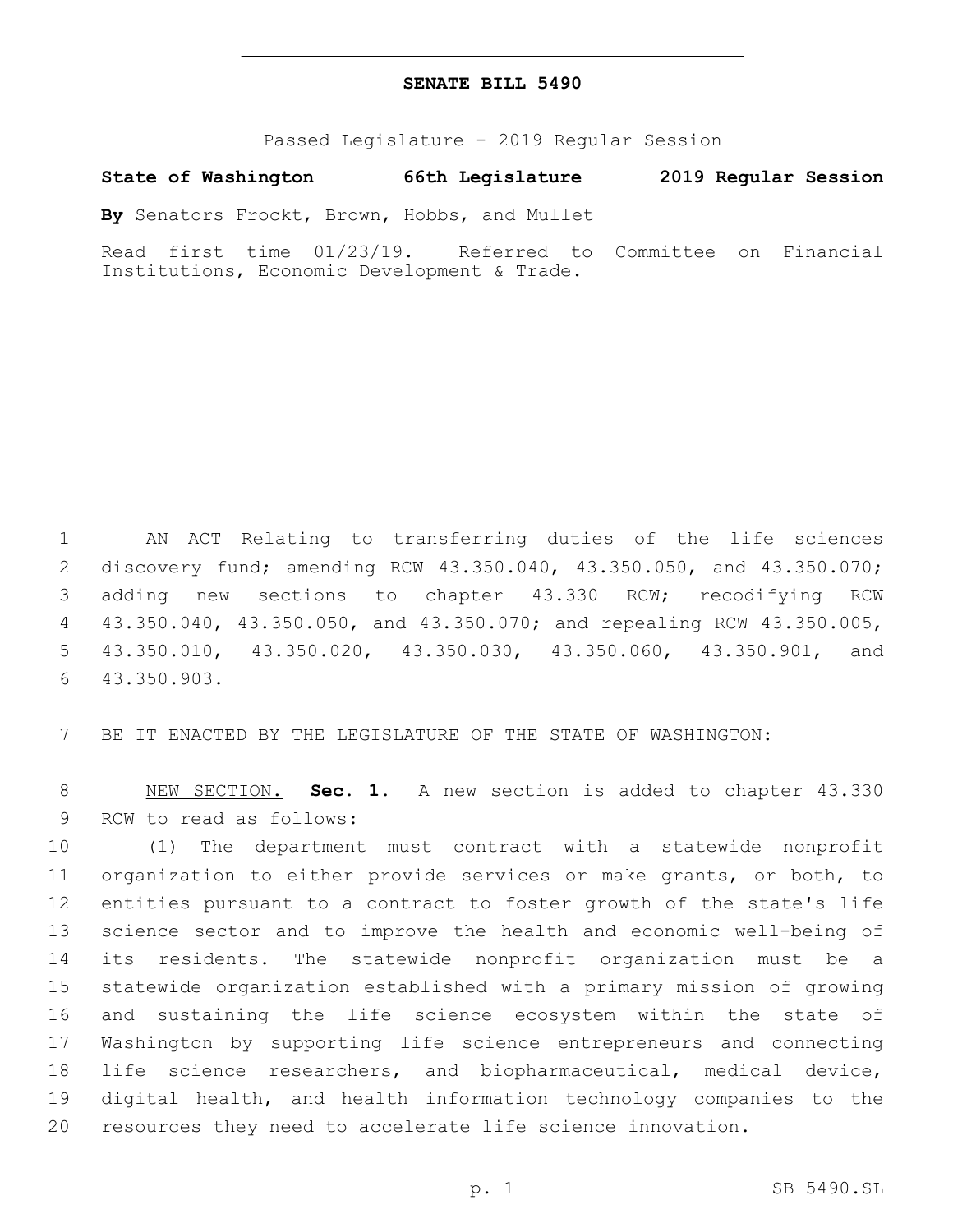# SENATE BILL 5490

Passed Legislature - 2019 Regular Session

**State of Washington 66th Legislature 2019 Regular Session**

**By** Senators Frockt, Brown, Hobbs, and Mullet

Read first time 01/23/19. Referred to Committee on Financial Institutions, Economic Development & Trade.

AN ACT Relating to transferring duties of the life sciences discovery fund; amending RCW 43.350.040, 43.350.050, and 43.350.070; adding new sections to chapter 43.330 RCW; recodifying RCW 43.350.040, 43.350.050, and 43.350.070; and repealing RCW 43.350.005, 43.350.010, 43.350.020, 43.350.030, 43.350.060, 43.350.901, and 43.350.903.

BE IT ENACTED BY THE LEGISLATURE OF THE STATE OF WASHINGTON:

NEW SECTION. **Sec. 1.** A new section is added to chapter 43.330 RCW to read as follows:

(1) The department must contract with a statewide nonprofit organization to either provide services or make grants, or both, to entities pursuant to a contract to foster growth of the state's life science sector and to improve the health and economic well-being of its residents. The statewide nonprofit organization must be a statewide organization established with a primary mission of growing and sustaining the life science ecosystem within the state of Washington by supporting life science entrepreneurs and connecting life science researchers, and biopharmaceutical, medical device, digital health, and health information technology companies to the resources they need to accelerate life science innovation.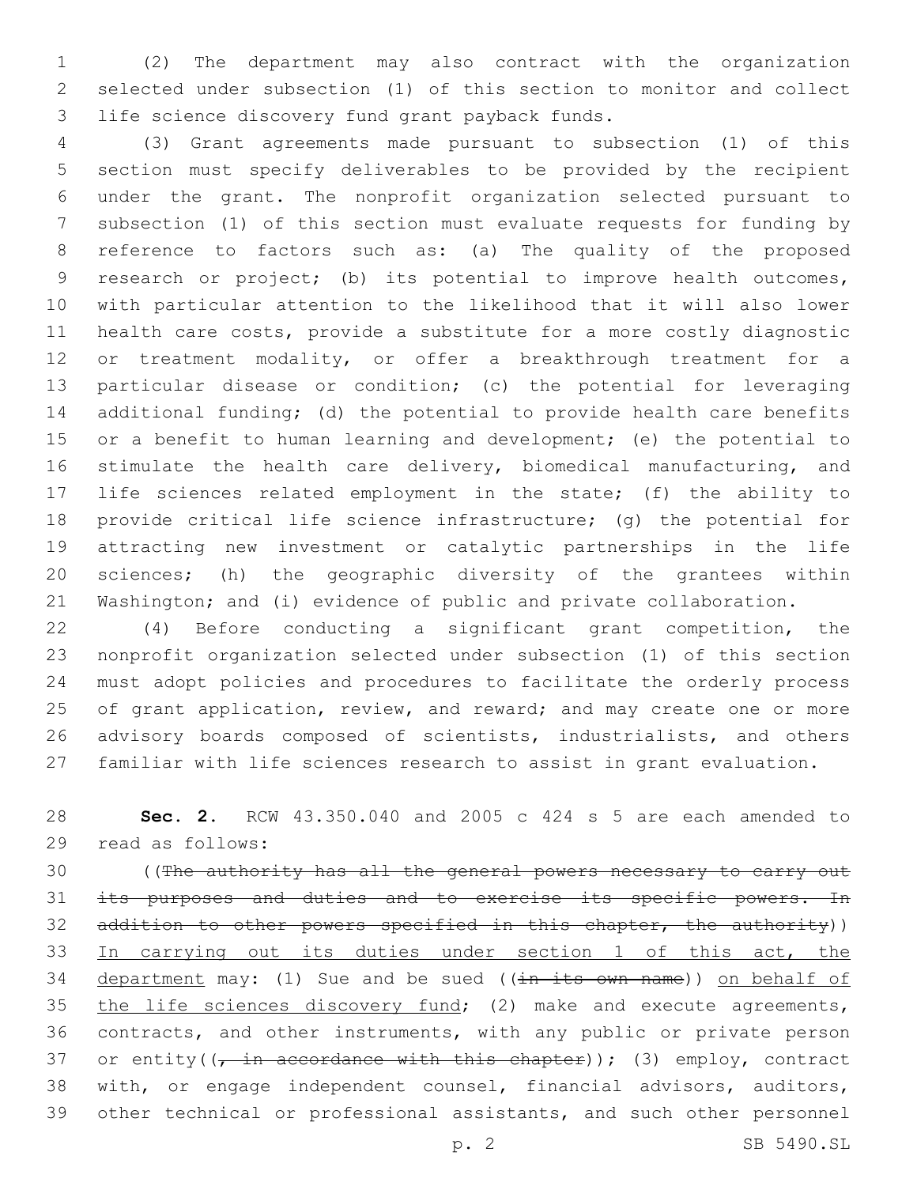(2) The department may also contract with the organization selected under subsection (1) of this section to monitor and collect life science discovery fund grant payback funds.

(3) Grant agreements made pursuant to subsection (1) of this section must specify deliverables to be provided by the recipient under the grant. The nonprofit organization selected pursuant to subsection (1) of this section must evaluate requests for funding by reference to factors such as: (a) The quality of the proposed research or project; (b) its potential to improve health outcomes, with particular attention to the likelihood that it will also lower health care costs, provide a substitute for a more costly diagnostic or treatment modality, or offer a breakthrough treatment for a particular disease or condition; (c) the potential for leveraging additional funding; (d) the potential to provide health care benefits or a benefit to human learning and development; (e) the potential to stimulate the health care delivery, biomedical manufacturing, and life sciences related employment in the state; (f) the ability to provide critical life science infrastructure; (g) the potential for attracting new investment or catalytic partnerships in the life sciences; (h) the geographic diversity of the grantees within Washington; and (i) evidence of public and private collaboration.

(4) Before conducting a significant grant competition, the nonprofit organization selected under subsection (1) of this section must adopt policies and procedures to facilitate the orderly process of grant application, review, and reward; and may create one or more advisory boards composed of scientists, industrialists, and others familiar with life sciences research to assist in grant evaluation.

**Sec. 2.** RCW 43.350.040 and 2005 c 424 s 5 are each amended to read as follows:

((~~The authority has all the general powers necessary to carry out its purposes and duties and to exercise its specific powers. In addition to other powers specified in this chapter, the authority~~)) <u>In carrying out its duties under section 1 of this act, the department</u> may: (1) Sue and be sued ((~~in its own name~~)) <u>on behalf of the life sciences discovery fund</u>; (2) make and execute agreements, contracts, and other instruments, with any public or private person or entity((~~, in accordance with this chapter~~)); (3) employ, contract with, or engage independent counsel, financial advisors, auditors, other technical or professional assistants, and such other personnel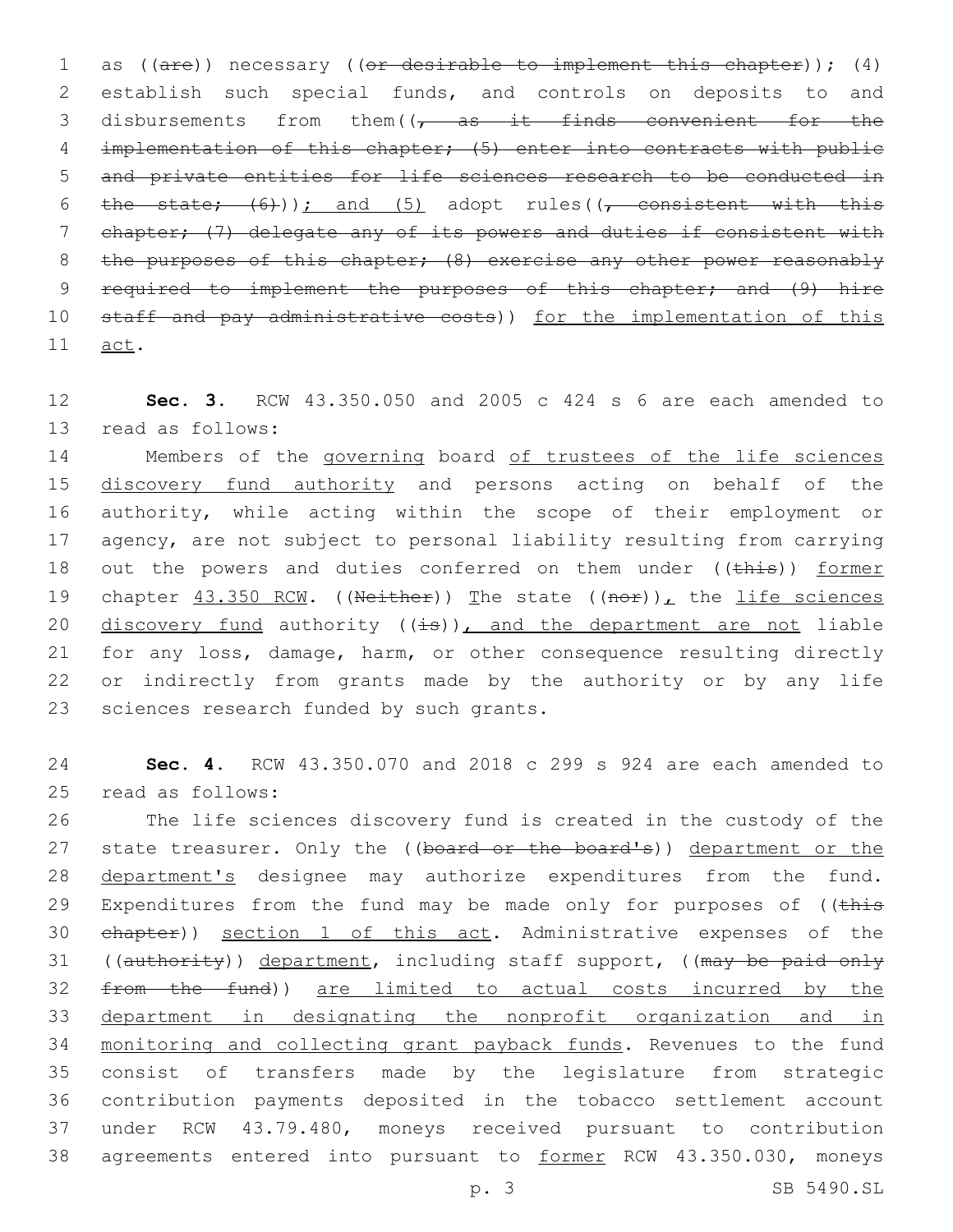as ((~~are~~)) necessary ((~~or desirable to implement this chapter~~)); (4) establish such special funds, and controls on deposits to and disbursements from them((~~, as it finds convenient for the implementation of this chapter; (5) enter into contracts with public and private entities for life sciences research to be conducted in the state; (6)~~)); and (5) adopt rules((~~, consistent with this chapter; (7) delegate any of its powers and duties if consistent with the purposes of this chapter; (8) exercise any other power reasonably required to implement the purposes of this chapter; and (9) hire staff and pay administrative costs~~)) <u>for the implementation of this act</u>.

**Sec. 3.** RCW 43.350.050 and 2005 c 424 s 6 are each amended to read as follows:

Members of the <u>governing</u> board <u>of trustees of the life sciences discovery fund authority</u> and persons acting on behalf of the authority, while acting within the scope of their employment or agency, are not subject to personal liability resulting from carrying out the powers and duties conferred on them under ((~~this~~)) <u>former</u> chapter <u>43.350 RCW</u>. ((~~Neither~~)) <u>The</u> state ((~~nor~~))<u>,</u> the <u>life sciences discovery fund</u> authority ((~~is~~))<u>, and the department are not</u> liable for any loss, damage, harm, or other consequence resulting directly or indirectly from grants made by the authority or by any life sciences research funded by such grants.

**Sec. 4.** RCW 43.350.070 and 2018 c 299 s 924 are each amended to read as follows:

The life sciences discovery fund is created in the custody of the state treasurer. Only the ((~~board or the board's~~)) <u>department or the department's</u> designee may authorize expenditures from the fund. Expenditures from the fund may be made only for purposes of ((~~this chapter~~)) <u>section 1 of this act</u>. Administrative expenses of the ((~~authority~~)) <u>department</u>, including staff support, ((~~may be paid only from the fund~~)) <u>are limited to actual costs incurred by the department in designating the nonprofit organization and in monitoring and collecting grant payback funds</u>. Revenues to the fund consist of transfers made by the legislature from strategic contribution payments deposited in the tobacco settlement account under RCW 43.79.480, moneys received pursuant to contribution agreements entered into pursuant to <u>former</u> RCW 43.350.030, moneys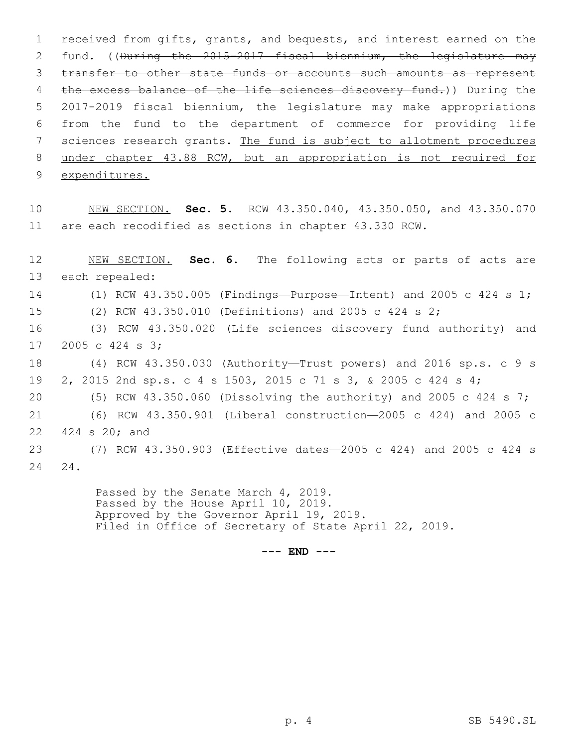received from gifts, grants, and bequests, and interest earned on the fund. ((~~During the 2015-2017 fiscal biennium, the legislature may transfer to other state funds or accounts such amounts as represent the excess balance of the life sciences discovery fund.~~)) During the 2017-2019 fiscal biennium, the legislature may make appropriations from the fund to the department of commerce for providing life sciences research grants. <u>The fund is subject to allotment procedures under chapter 43.88 RCW, but an appropriation is not required for expenditures.</u>

<u>NEW SECTION.</u> **Sec. 5.** RCW 43.350.040, 43.350.050, and 43.350.070 are each recodified as sections in chapter 43.330 RCW.

<u>NEW SECTION.</u> **Sec. 6.** The following acts or parts of acts are each repealed:

(1) RCW 43.350.005 (Findings—Purpose—Intent) and 2005 c 424 s 1;

(2) RCW 43.350.010 (Definitions) and 2005 c 424 s 2;

(3) RCW 43.350.020 (Life sciences discovery fund authority) and 2005 c 424 s 3;

(4) RCW 43.350.030 (Authority—Trust powers) and 2016 sp.s. c 9 s 2, 2015 2nd sp.s. c 4 s 1503, 2015 c 71 s 3, & 2005 c 424 s 4;

(5) RCW 43.350.060 (Dissolving the authority) and 2005 c 424 s 7;

(6) RCW 43.350.901 (Liberal construction—2005 c 424) and 2005 c 424 s 20; and

(7) RCW 43.350.903 (Effective dates—2005 c 424) and 2005 c 424 s 24.

Passed by the Senate March 4, 2019.
Passed by the House April 10, 2019.
Approved by the Governor April 19, 2019.
Filed in Office of Secretary of State April 22, 2019.

**--- END ---**